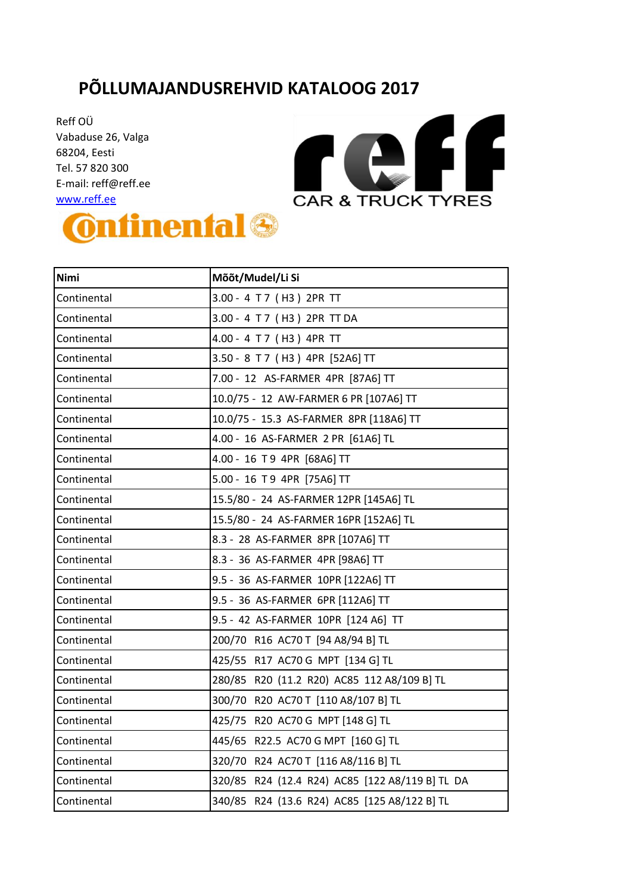# PÕLLUMAJANDUSREHVID KATALOOG 2017

Reff OÜ
Vabaduse 26, Valga
68204, Eesti
Tel. 57 820 300
E-mail: reff@reff.ee
www.reff.ee

reff CAR & TRUCK TYRES

Continental

| Nimi | Mõõt/Mudel/Li Si |
|---|---|
| Continental | 3.00 - 4 T 7 ( H3 ) 2PR TT |
| Continental | 3.00 - 4 T 7 ( H3 ) 2PR TT DA |
| Continental | 4.00 - 4 T 7 ( H3 ) 4PR TT |
| Continental | 3.50 - 8 T 7 ( H3 ) 4PR [52A6] TT |
| Continental | 7.00 - 12 AS-FARMER 4PR [87A6] TT |
| Continental | 10.0/75 - 12 AW-FARMER 6 PR [107A6] TT |
| Continental | 10.0/75 - 15.3 AS-FARMER 8PR [118A6] TT |
| Continental | 4.00 - 16 AS-FARMER 2 PR [61A6] TL |
| Continental | 4.00 - 16 T 9 4PR [68A6] TT |
| Continental | 5.00 - 16 T 9 4PR [75A6] TT |
| Continental | 15.5/80 - 24 AS-FARMER 12PR [145A6] TL |
| Continental | 15.5/80 - 24 AS-FARMER 16PR [152A6] TL |
| Continental | 8.3 - 28 AS-FARMER 8PR [107A6] TT |
| Continental | 8.3 - 36 AS-FARMER 4PR [98A6] TT |
| Continental | 9.5 - 36 AS-FARMER 10PR [122A6] TT |
| Continental | 9.5 - 36 AS-FARMER 6PR [112A6] TT |
| Continental | 9.5 - 42 AS-FARMER 10PR [124 A6] TT |
| Continental | 200/70 R16 AC70 T [94 A8/94 B] TL |
| Continental | 425/55 R17 AC70 G MPT [134 G] TL |
| Continental | 280/85 R20 (11.2 R20) AC85 112 A8/109 B] TL |
| Continental | 300/70 R20 AC70 T [110 A8/107 B] TL |
| Continental | 425/75 R20 AC70 G MPT [148 G] TL |
| Continental | 445/65 R22.5 AC70 G MPT [160 G] TL |
| Continental | 320/70 R24 AC70 T [116 A8/116 B] TL |
| Continental | 320/85 R24 (12.4 R24) AC85 [122 A8/119 B] TL DA |
| Continental | 340/85 R24 (13.6 R24) AC85 [125 A8/122 B] TL |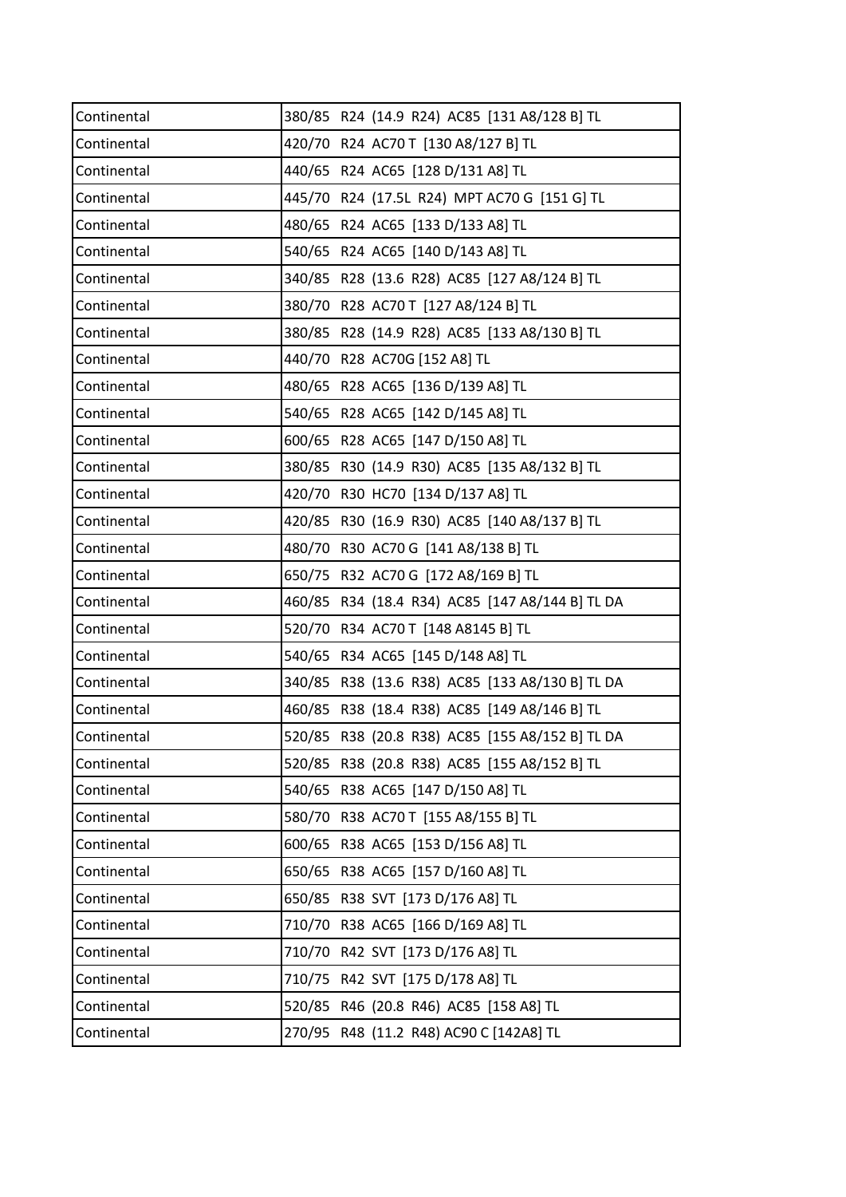| | |
|---|---|
| Continental | 380/85  R24  (14.9  R24)  AC85  [131 A8/128 B] TL |
| Continental | 420/70  R24  AC70 T  [130 A8/127 B] TL |
| Continental | 440/65  R24  AC65  [128 D/131 A8] TL |
| Continental | 445/70  R24  (17.5L  R24)  MPT AC70 G  [151 G] TL |
| Continental | 480/65  R24  AC65  [133 D/133 A8] TL |
| Continental | 540/65  R24  AC65  [140 D/143 A8] TL |
| Continental | 340/85  R28  (13.6  R28)  AC85  [127 A8/124 B] TL |
| Continental | 380/70  R28  AC70 T  [127 A8/124 B] TL |
| Continental | 380/85  R28  (14.9  R28)  AC85  [133 A8/130 B] TL |
| Continental | 440/70  R28  AC70G [152 A8] TL |
| Continental | 480/65  R28  AC65  [136 D/139 A8] TL |
| Continental | 540/65  R28  AC65  [142 D/145 A8] TL |
| Continental | 600/65  R28  AC65  [147 D/150 A8] TL |
| Continental | 380/85  R30  (14.9  R30)  AC85  [135 A8/132 B] TL |
| Continental | 420/70  R30  HC70  [134 D/137 A8] TL |
| Continental | 420/85  R30  (16.9  R30)  AC85  [140 A8/137 B] TL |
| Continental | 480/70  R30  AC70 G  [141 A8/138 B] TL |
| Continental | 650/75  R32  AC70 G  [172 A8/169 B] TL |
| Continental | 460/85  R34  (18.4  R34)  AC85  [147 A8/144 B] TL DA |
| Continental | 520/70  R34  AC70 T  [148 A8145 B] TL |
| Continental | 540/65  R34  AC65  [145 D/148 A8] TL |
| Continental | 340/85  R38  (13.6  R38)  AC85  [133 A8/130 B] TL DA |
| Continental | 460/85  R38  (18.4  R38)  AC85  [149 A8/146 B] TL |
| Continental | 520/85  R38  (20.8  R38)  AC85  [155 A8/152 B] TL DA |
| Continental | 520/85  R38  (20.8  R38)  AC85  [155 A8/152 B] TL |
| Continental | 540/65  R38  AC65  [147 D/150 A8] TL |
| Continental | 580/70  R38  AC70 T  [155 A8/155 B] TL |
| Continental | 600/65  R38  AC65  [153 D/156 A8] TL |
| Continental | 650/65  R38  AC65  [157 D/160 A8] TL |
| Continental | 650/85  R38  SVT  [173 D/176 A8] TL |
| Continental | 710/70  R38  AC65  [166 D/169 A8] TL |
| Continental | 710/70  R42  SVT  [173 D/176 A8] TL |
| Continental | 710/75  R42  SVT  [175 D/178 A8] TL |
| Continental | 520/85  R46  (20.8  R46)  AC85  [158 A8] TL |
| Continental | 270/95  R48  (11.2  R48) AC90 C [142A8] TL |